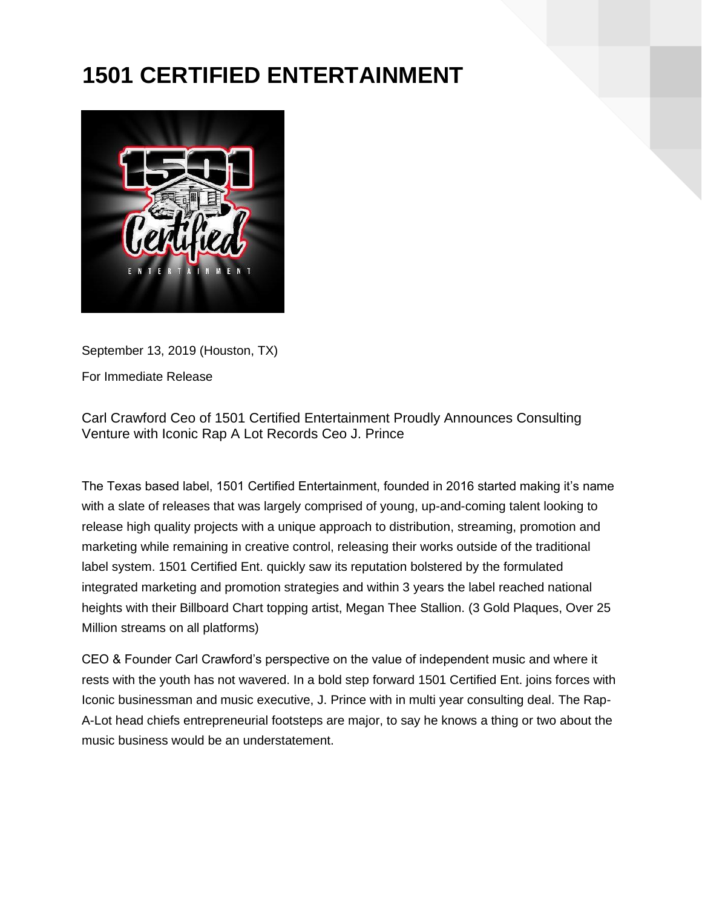# 1501 CERTIFIED ENTERTAINMENT

September 13, 2019 (Houston, TX)

For Immediate Release

Carl Crawford Ceo of 1501 Certified Entertainment Proudly Announces Consulting Venture with Iconic Rap A Lot Records Ceo J. Prince

The Texas based label, 1501 Certified Entertainment, founded in 2016 started making it's name with a slate of releases that was largely comprised of young, up-and-coming talent looking to release high quality projects with a unique approach to distribution, streaming, promotion and marketing while remaining in creative control, releasing their works outside of the traditional label system. 1501 Certified Ent. quickly saw its reputation bolstered by the formulated integrated marketing and promotion strategies and within 3 years the label reached national heights with their Billboard Chart topping artist, Megan Thee Stallion. (3 Gold Plaques, Over 25 Million streams on all platforms)

CEO & Founder Carl Crawford's perspective on the value of independent music and where it rests with the youth has not wavered. In a bold step forward 1501 Certified Ent. joins forces with Iconic businessman and music executive, J. Prince with in multi year consulting deal. The Rap-A-Lot head chiefs entrepreneurial footsteps are major, to say he knows a thing or two about the music business would be an understatement.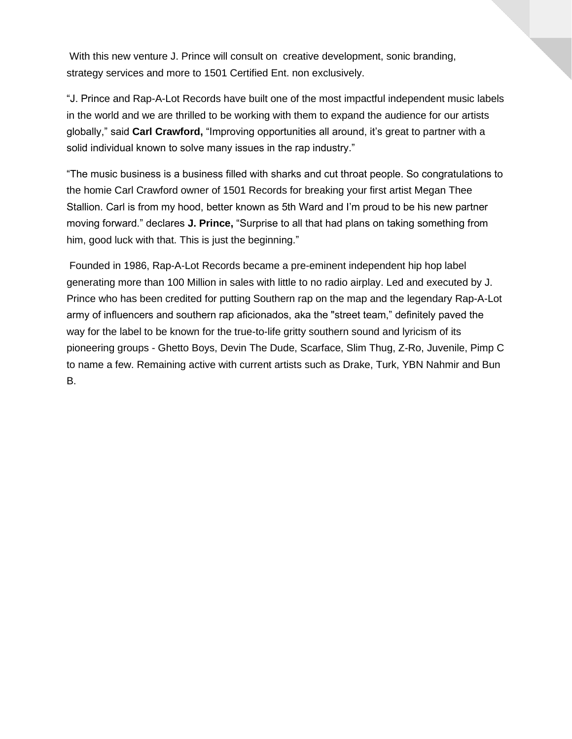With this new venture J. Prince will consult on creative development, sonic branding, strategy services and more to 1501 Certified Ent. non exclusively.

“J. Prince and Rap-A-Lot Records have built one of the most impactful independent music labels in the world and we are thrilled to be working with them to expand the audience for our artists globally,” said **Carl Crawford,** “Improving opportunities all around, it’s great to partner with a solid individual known to solve many issues in the rap industry.”

“The music business is a business filled with sharks and cut throat people. So congratulations to the homie Carl Crawford owner of 1501 Records for breaking your first artist Megan Thee Stallion. Carl is from my hood, better known as 5th Ward and I’m proud to be his new partner moving forward.” declares **J. Prince,** “Surprise to all that had plans on taking something from him, good luck with that. This is just the beginning.”

Founded in 1986, Rap-A-Lot Records became a pre-eminent independent hip hop label generating more than 100 Million in sales with little to no radio airplay. Led and executed by J. Prince who has been credited for putting Southern rap on the map and the legendary Rap-A-Lot army of influencers and southern rap aficionados, aka the "street team," definitely paved the way for the label to be known for the true-to-life gritty southern sound and lyricism of its pioneering groups - Ghetto Boys, Devin The Dude, Scarface, Slim Thug, Z-Ro, Juvenile, Pimp C to name a few. Remaining active with current artists such as Drake, Turk, YBN Nahmir and Bun B.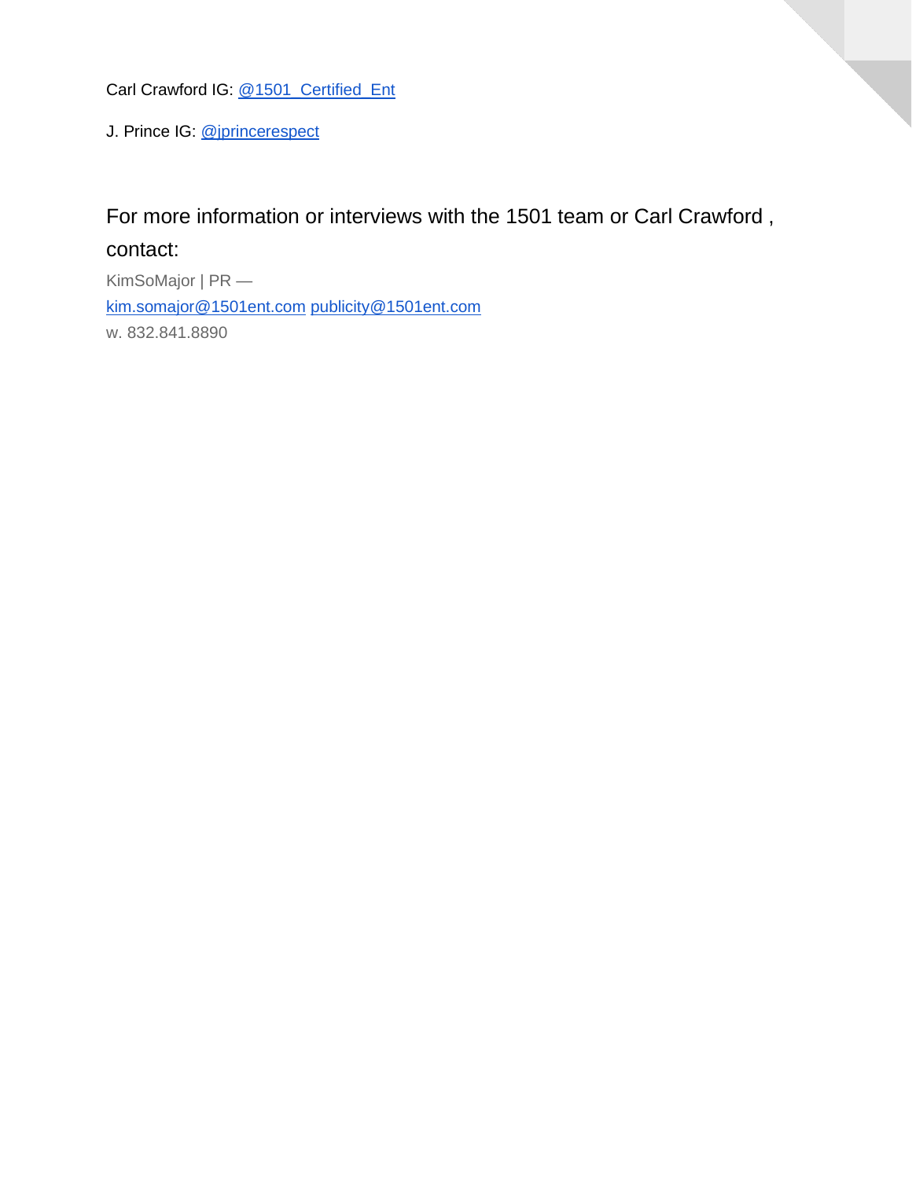Carl Crawford IG: @1501_Certified_Ent

J. Prince IG: @jprincerespect

For more information or interviews with the 1501 team or Carl Crawford , contact:

KimSoMajor | PR —
kim.somajor@1501ent.com publicity@1501ent.com
w. 832.841.8890